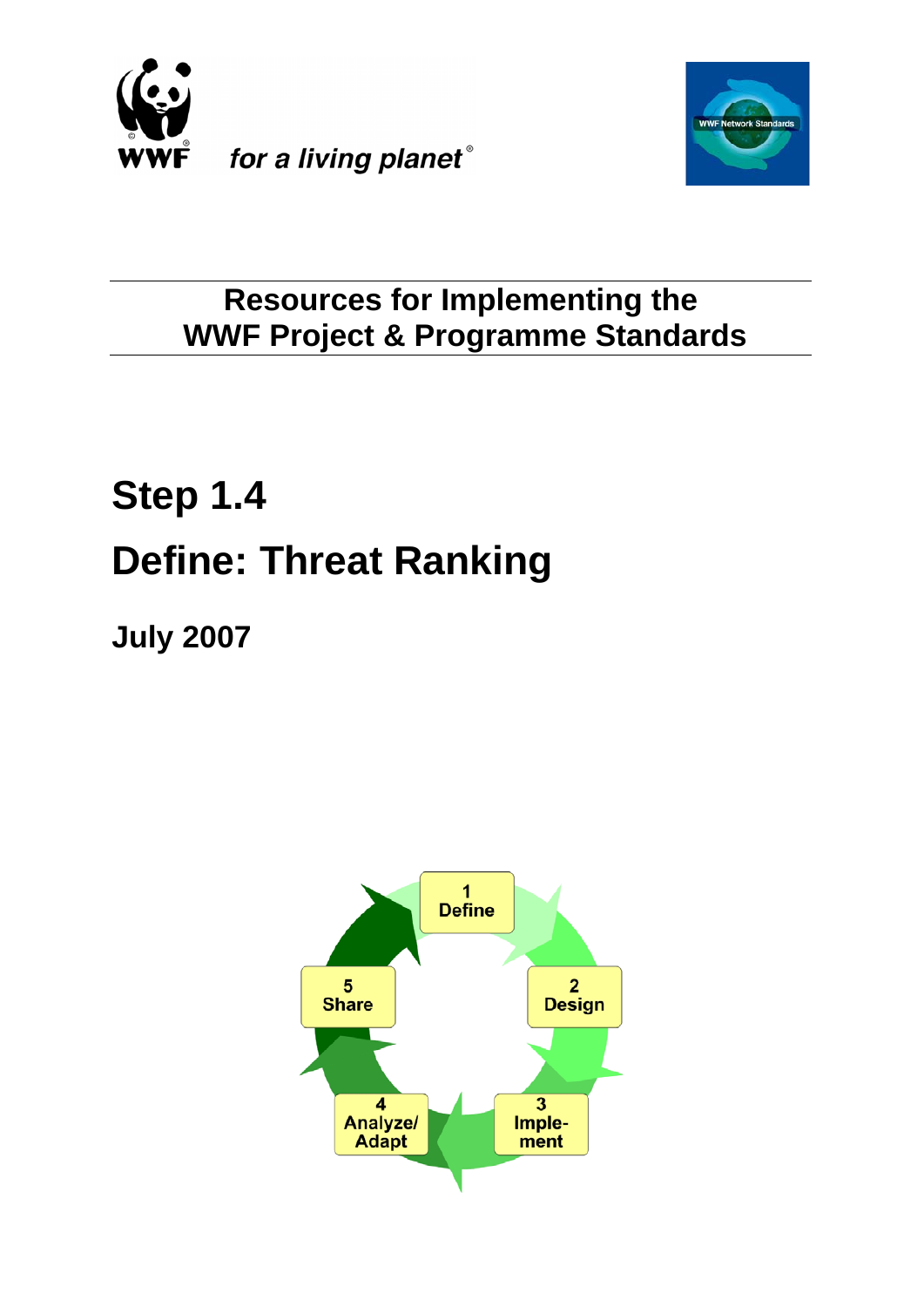WWF for a living planet®

WWF Network Standards

# Resources for Implementing the WWF Project & Programme Standards

# Step 1.4

# Define: Threat Ranking

## July 2007

1 Define

2 Design

3 Imple-ment

4 Analyze/ Adapt

5 Share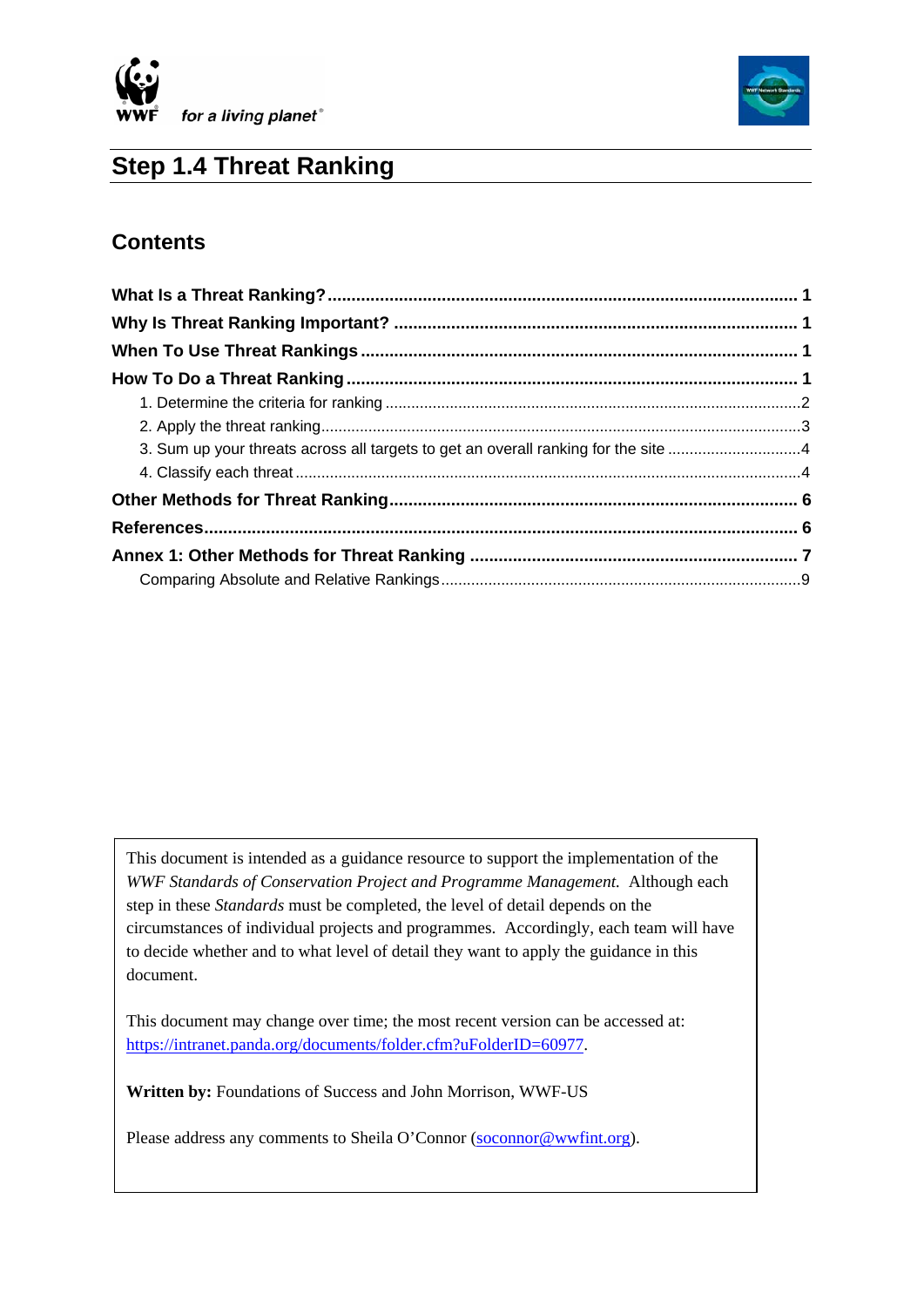# Step 1.4 Threat Ranking

## Contents

**What Is a Threat Ranking?** ........ **1**
**Why Is Threat Ranking Important?** ........ **1**
**When To Use Threat Rankings** ........ **1**
**How To Do a Threat Ranking** ........ **1**
- 1. Determine the criteria for ranking ........ 2
- 2. Apply the threat ranking ........ 3
- 3. Sum up your threats across all targets to get an overall ranking for the site ........ 4
- 4. Classify each threat ........ 4

**Other Methods for Threat Ranking** ........ **6**
**References** ........ **6**
**Annex 1: Other Methods for Threat Ranking** ........ **7**
- Comparing Absolute and Relative Rankings ........ 9

This document is intended as a guidance resource to support the implementation of the *WWF Standards of Conservation Project and Programme Management.* Although each step in these *Standards* must be completed, the level of detail depends on the circumstances of individual projects and programmes. Accordingly, each team will have to decide whether and to what level of detail they want to apply the guidance in this document.

This document may change over time; the most recent version can be accessed at: https://intranet.panda.org/documents/folder.cfm?uFolderID=60977.

**Written by:** Foundations of Success and John Morrison, WWF-US

Please address any comments to Sheila O'Connor (soconnor@wwfint.org).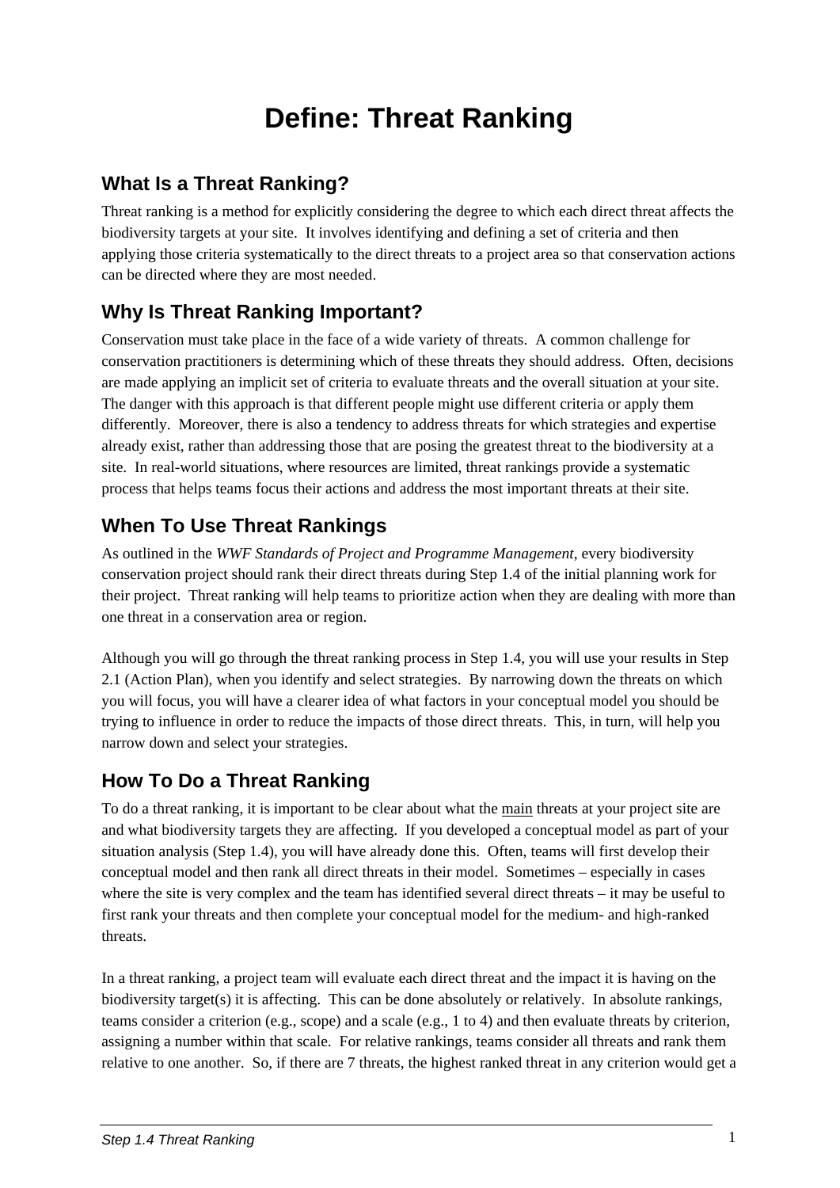# Define: Threat Ranking

## What Is a Threat Ranking?

Threat ranking is a method for explicitly considering the degree to which each direct threat affects the biodiversity targets at your site. It involves identifying and defining a set of criteria and then applying those criteria systematically to the direct threats to a project area so that conservation actions can be directed where they are most needed.

## Why Is Threat Ranking Important?

Conservation must take place in the face of a wide variety of threats. A common challenge for conservation practitioners is determining which of these threats they should address. Often, decisions are made applying an implicit set of criteria to evaluate threats and the overall situation at your site. The danger with this approach is that different people might use different criteria or apply them differently. Moreover, there is also a tendency to address threats for which strategies and expertise already exist, rather than addressing those that are posing the greatest threat to the biodiversity at a site. In real-world situations, where resources are limited, threat rankings provide a systematic process that helps teams focus their actions and address the most important threats at their site.

## When To Use Threat Rankings

As outlined in the *WWF Standards of Project and Programme Management*, every biodiversity conservation project should rank their direct threats during Step 1.4 of the initial planning work for their project. Threat ranking will help teams to prioritize action when they are dealing with more than one threat in a conservation area or region.

Although you will go through the threat ranking process in Step 1.4, you will use your results in Step 2.1 (Action Plan), when you identify and select strategies. By narrowing down the threats on which you will focus, you will have a clearer idea of what factors in your conceptual model you should be trying to influence in order to reduce the impacts of those direct threats. This, in turn, will help you narrow down and select your strategies.

## How To Do a Threat Ranking

To do a threat ranking, it is important to be clear about what the <u>main</u> threats at your project site are and what biodiversity targets they are affecting. If you developed a conceptual model as part of your situation analysis (Step 1.4), you will have already done this. Often, teams will first develop their conceptual model and then rank all direct threats in their model. Sometimes – especially in cases where the site is very complex and the team has identified several direct threats – it may be useful to first rank your threats and then complete your conceptual model for the medium- and high-ranked threats.

In a threat ranking, a project team will evaluate each direct threat and the impact it is having on the biodiversity target(s) it is affecting. This can be done absolutely or relatively. In absolute rankings, teams consider a criterion (e.g., scope) and a scale (e.g., 1 to 4) and then evaluate threats by criterion, assigning a number within that scale. For relative rankings, teams consider all threats and rank them relative to one another. So, if there are 7 threats, the highest ranked threat in any criterion would get a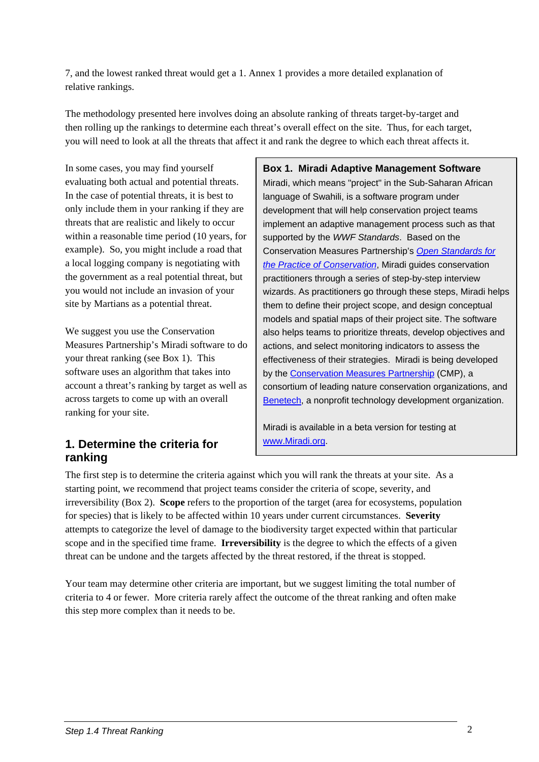7, and the lowest ranked threat would get a 1. Annex 1 provides a more detailed explanation of relative rankings.

The methodology presented here involves doing an absolute ranking of threats target-by-target and then rolling up the rankings to determine each threat's overall effect on the site. Thus, for each target, you will need to look at all the threats that affect it and rank the degree to which each threat affects it.

In some cases, you may find yourself evaluating both actual and potential threats. In the case of potential threats, it is best to only include them in your ranking if they are threats that are realistic and likely to occur within a reasonable time period (10 years, for example). So, you might include a road that a local logging company is negotiating with the government as a real potential threat, but you would not include an invasion of your site by Martians as a potential threat.

We suggest you use the Conservation Measures Partnership's Miradi software to do your threat ranking (see Box 1). This software uses an algorithm that takes into account a threat's ranking by target as well as across targets to come up with an overall ranking for your site.

> **Box 1. Miradi Adaptive Management Software**
>
> Miradi, which means "project" in the Sub-Saharan African language of Swahili, is a software program under development that will help conservation project teams implement an adaptive management process such as that supported by the *WWF Standards*. Based on the Conservation Measures Partnership's *Open Standards for the Practice of Conservation*, Miradi guides conservation practitioners through a series of step-by-step interview wizards. As practitioners go through these steps, Miradi helps them to define their project scope, and design conceptual models and spatial maps of their project site. The software also helps teams to prioritize threats, develop objectives and actions, and select monitoring indicators to assess the effectiveness of their strategies. Miradi is being developed by the Conservation Measures Partnership (CMP), a consortium of leading nature conservation organizations, and Benetech, a nonprofit technology development organization.
>
> Miradi is available in a beta version for testing at www.Miradi.org.

## 1. Determine the criteria for ranking

The first step is to determine the criteria against which you will rank the threats at your site. As a starting point, we recommend that project teams consider the criteria of scope, severity, and irreversibility (Box 2). **Scope** refers to the proportion of the target (area for ecosystems, population for species) that is likely to be affected within 10 years under current circumstances. **Severity** attempts to categorize the level of damage to the biodiversity target expected within that particular scope and in the specified time frame. **Irreversibility** is the degree to which the effects of a given threat can be undone and the targets affected by the threat restored, if the threat is stopped.

Your team may determine other criteria are important, but we suggest limiting the total number of criteria to 4 or fewer. More criteria rarely affect the outcome of the threat ranking and often make this step more complex than it needs to be.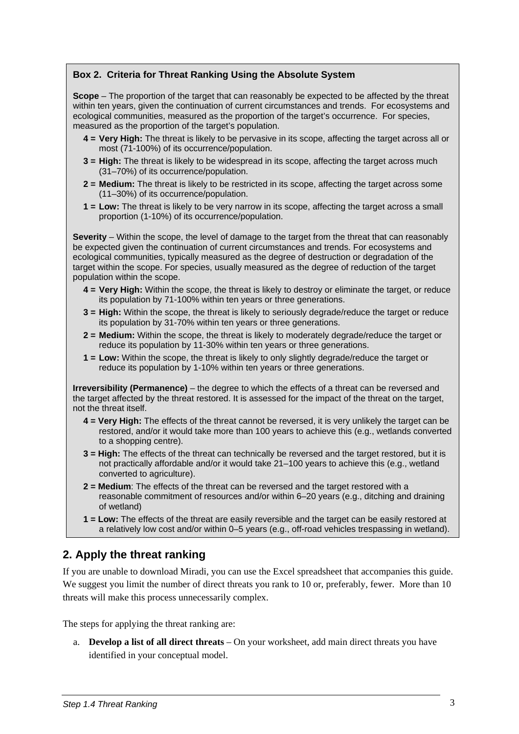**Box 2. Criteria for Threat Ranking Using the Absolute System**

**Scope** – The proportion of the target that can reasonably be expected to be affected by the threat within ten years, given the continuation of current circumstances and trends. For ecosystems and ecological communities, measured as the proportion of the target's occurrence. For species, measured as the proportion of the target's population.

- **4 = Very High:** The threat is likely to be pervasive in its scope, affecting the target across all or most (71-100%) of its occurrence/population.
- **3 = High:** The threat is likely to be widespread in its scope, affecting the target across much (31–70%) of its occurrence/population.
- **2 = Medium:** The threat is likely to be restricted in its scope, affecting the target across some (11–30%) of its occurrence/population.
- **1 = Low:** The threat is likely to be very narrow in its scope, affecting the target across a small proportion (1-10%) of its occurrence/population.

**Severity** – Within the scope, the level of damage to the target from the threat that can reasonably be expected given the continuation of current circumstances and trends. For ecosystems and ecological communities, typically measured as the degree of destruction or degradation of the target within the scope. For species, usually measured as the degree of reduction of the target population within the scope.

- **4 = Very High:** Within the scope, the threat is likely to destroy or eliminate the target, or reduce its population by 71-100% within ten years or three generations.
- **3 = High:** Within the scope, the threat is likely to seriously degrade/reduce the target or reduce its population by 31-70% within ten years or three generations.
- **2 = Medium:** Within the scope, the threat is likely to moderately degrade/reduce the target or reduce its population by 11-30% within ten years or three generations.
- **1 = Low:** Within the scope, the threat is likely to only slightly degrade/reduce the target or reduce its population by 1-10% within ten years or three generations.

**Irreversibility (Permanence)** – the degree to which the effects of a threat can be reversed and the target affected by the threat restored. It is assessed for the impact of the threat on the target, not the threat itself.

- **4 = Very High:** The effects of the threat cannot be reversed, it is very unlikely the target can be restored, and/or it would take more than 100 years to achieve this (e.g., wetlands converted to a shopping centre).
- **3 = High:** The effects of the threat can technically be reversed and the target restored, but it is not practically affordable and/or it would take 21–100 years to achieve this (e.g., wetland converted to agriculture).
- **2 = Medium**: The effects of the threat can be reversed and the target restored with a reasonable commitment of resources and/or within 6–20 years (e.g., ditching and draining of wetland)
- **1 = Low:** The effects of the threat are easily reversible and the target can be easily restored at a relatively low cost and/or within 0–5 years (e.g., off-road vehicles trespassing in wetland).

## 2. Apply the threat ranking

If you are unable to download Miradi, you can use the Excel spreadsheet that accompanies this guide. We suggest you limit the number of direct threats you rank to 10 or, preferably, fewer. More than 10 threats will make this process unnecessarily complex.

The steps for applying the threat ranking are:

a. **Develop a list of all direct threats** – On your worksheet, add main direct threats you have identified in your conceptual model.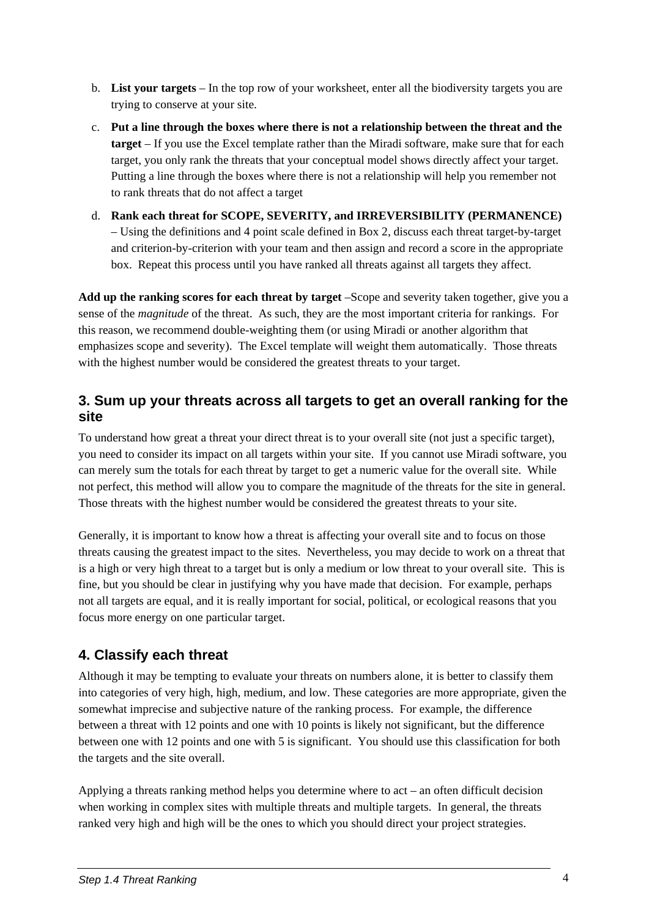b. **List your targets** – In the top row of your worksheet, enter all the biodiversity targets you are trying to conserve at your site.

c. **Put a line through the boxes where there is not a relationship between the threat and the target** – If you use the Excel template rather than the Miradi software, make sure that for each target, you only rank the threats that your conceptual model shows directly affect your target. Putting a line through the boxes where there is not a relationship will help you remember not to rank threats that do not affect a target

d. **Rank each threat for SCOPE, SEVERITY, and IRREVERSIBILITY (PERMANENCE)** – Using the definitions and 4 point scale defined in Box 2, discuss each threat target-by-target and criterion-by-criterion with your team and then assign and record a score in the appropriate box. Repeat this process until you have ranked all threats against all targets they affect.

**Add up the ranking scores for each threat by target** –Scope and severity taken together, give you a sense of the *magnitude* of the threat. As such, they are the most important criteria for rankings. For this reason, we recommend double-weighting them (or using Miradi or another algorithm that emphasizes scope and severity). The Excel template will weight them automatically. Those threats with the highest number would be considered the greatest threats to your target.

## 3. Sum up your threats across all targets to get an overall ranking for the site

To understand how great a threat your direct threat is to your overall site (not just a specific target), you need to consider its impact on all targets within your site. If you cannot use Miradi software, you can merely sum the totals for each threat by target to get a numeric value for the overall site. While not perfect, this method will allow you to compare the magnitude of the threats for the site in general. Those threats with the highest number would be considered the greatest threats to your site.

Generally, it is important to know how a threat is affecting your overall site and to focus on those threats causing the greatest impact to the sites. Nevertheless, you may decide to work on a threat that is a high or very high threat to a target but is only a medium or low threat to your overall site. This is fine, but you should be clear in justifying why you have made that decision. For example, perhaps not all targets are equal, and it is really important for social, political, or ecological reasons that you focus more energy on one particular target.

## 4. Classify each threat

Although it may be tempting to evaluate your threats on numbers alone, it is better to classify them into categories of very high, high, medium, and low. These categories are more appropriate, given the somewhat imprecise and subjective nature of the ranking process. For example, the difference between a threat with 12 points and one with 10 points is likely not significant, but the difference between one with 12 points and one with 5 is significant. You should use this classification for both the targets and the site overall.

Applying a threats ranking method helps you determine where to act – an often difficult decision when working in complex sites with multiple threats and multiple targets. In general, the threats ranked very high and high will be the ones to which you should direct your project strategies.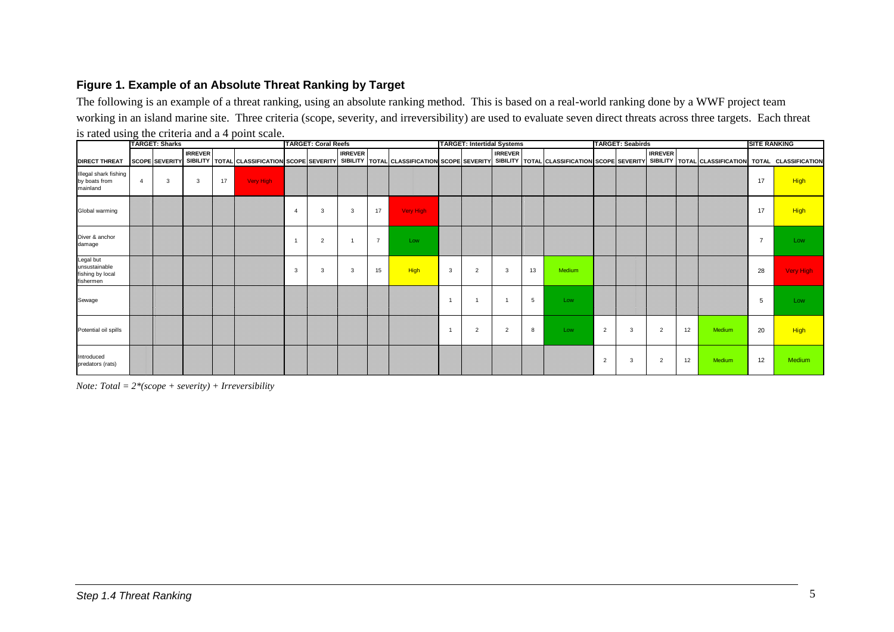### Figure 1. Example of an Absolute Threat Ranking by Target

The following is an example of a threat ranking, using an absolute ranking method. This is based on a real-world ranking done by a WWF project team working in an island marine site. Three criteria (scope, severity, and irreversibility) are used to evaluate seven direct threats across three targets. Each threat is rated using the criteria and a 4 point scale.

| | TARGET: Sharks | | | | | TARGET: Coral Reefs | | | | | TARGET: Intertidal Systems | | | | | TARGET: Seabirds | | | | | SITE RANKING | |
|---|---|---|---|---|---|---|---|---|---|---|---|---|---|---|---|---|---|---|---|---|---|---|
| DIRECT THREAT | SCOPE | SEVERITY | IRREVERSIBILITY | TOTAL | CLASSIFICATION | SCOPE | SEVERITY | IRREVERSIBILITY | TOTAL | CLASSIFICATION | SCOPE | SEVERITY | IRREVERSIBILITY | TOTAL | CLASSIFICATION | SCOPE | SEVERITY | IRREVERSIBILITY | TOTAL | CLASSIFICATION | TOTAL | CLASSIFICATION |
| Illegal shark fishing by boats from mainland | 4 | 3 | 3 | 17 | Very High | | | | | | | | | | | | | | | | 17 | High |
| Global warming | | | | | | 4 | 3 | 3 | 17 | Very High | | | | | | | | | | | 17 | High |
| Diver & anchor damage | | | | | | 1 | 2 | 1 | 7 | Low | | | | | | | | | | | 7 | Low |
| Legal but unsustainable fishing by local fishermen | | | | | | 3 | 3 | 3 | 15 | High | 3 | 2 | 3 | 13 | Medium | | | | | | 28 | Very High |
| Sewage | | | | | | | | | | | 1 | 1 | 1 | 5 | Low | | | | | | 5 | Low |
| Potential oil spills | | | | | | | | | | | 1 | 2 | 2 | 8 | Low | 2 | 3 | 2 | 12 | Medium | 20 | High |
| Introduced predators (rats) | | | | | | | | | | | | | | | | 2 | 3 | 2 | 12 | Medium | 12 | Medium |

*Note: Total = 2\*(scope + severity) + Irreversibility*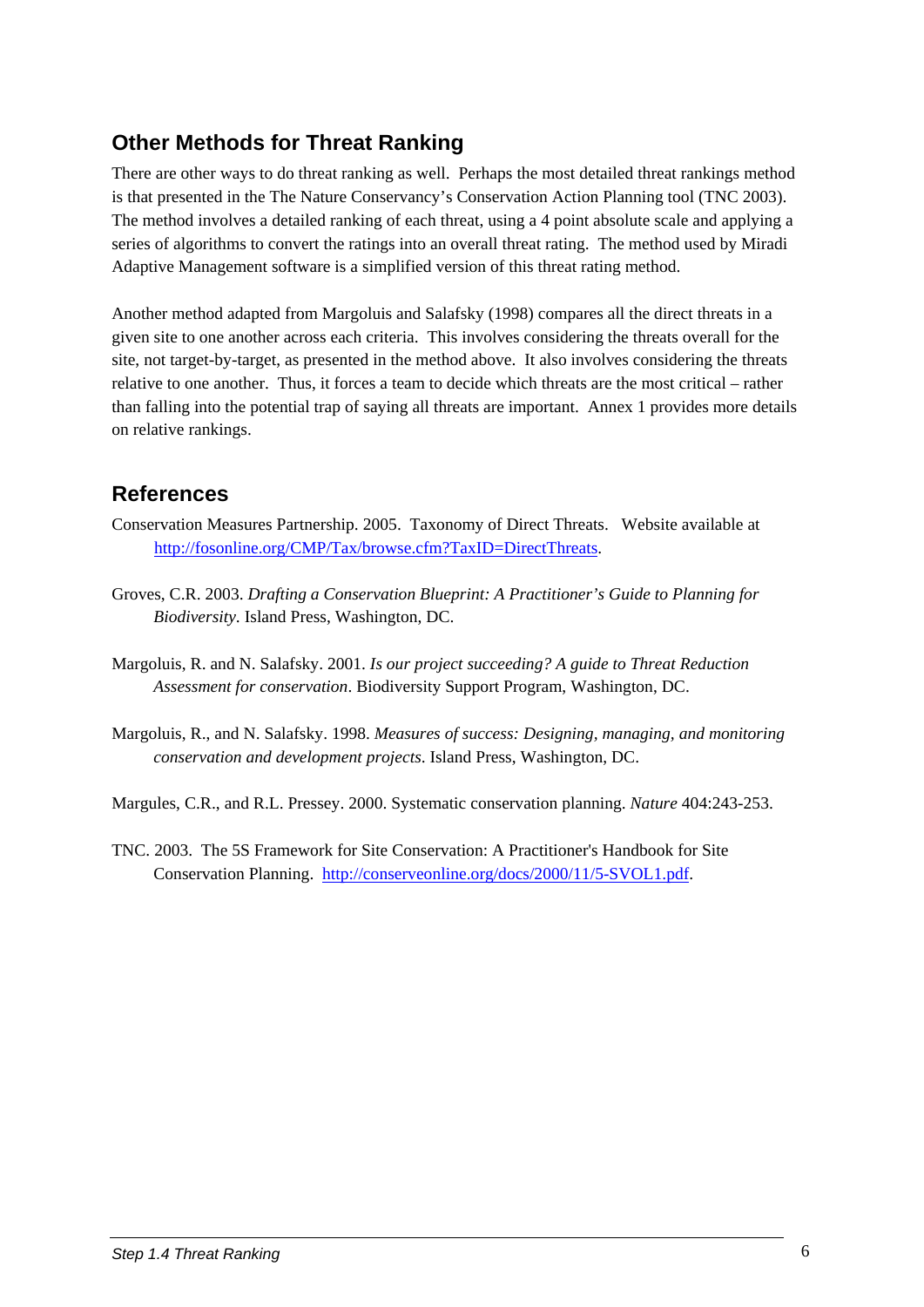## Other Methods for Threat Ranking

There are other ways to do threat ranking as well. Perhaps the most detailed threat rankings method is that presented in the The Nature Conservancy's Conservation Action Planning tool (TNC 2003). The method involves a detailed ranking of each threat, using a 4 point absolute scale and applying a series of algorithms to convert the ratings into an overall threat rating. The method used by Miradi Adaptive Management software is a simplified version of this threat rating method.

Another method adapted from Margoluis and Salafsky (1998) compares all the direct threats in a given site to one another across each criteria. This involves considering the threats overall for the site, not target-by-target, as presented in the method above. It also involves considering the threats relative to one another. Thus, it forces a team to decide which threats are the most critical – rather than falling into the potential trap of saying all threats are important. Annex 1 provides more details on relative rankings.

## References

Conservation Measures Partnership. 2005. Taxonomy of Direct Threats. Website available at [http://fosonline.org/CMP/Tax/browse.cfm?TaxID=DirectThreats](http://fosonline.org/CMP/Tax/browse.cfm?TaxID=DirectThreats).

Groves, C.R. 2003. *Drafting a Conservation Blueprint: A Practitioner's Guide to Planning for Biodiversity*. Island Press, Washington, DC.

Margoluis, R. and N. Salafsky. 2001. *Is our project succeeding? A guide to Threat Reduction Assessment for conservation*. Biodiversity Support Program, Washington, DC.

Margoluis, R., and N. Salafsky. 1998. *Measures of success: Designing, managing, and monitoring conservation and development projects*. Island Press, Washington, DC.

Margules, C.R., and R.L. Pressey. 2000. Systematic conservation planning. *Nature* 404:243-253.

TNC. 2003. The 5S Framework for Site Conservation: A Practitioner's Handbook for Site Conservation Planning. [http://conserveonline.org/docs/2000/11/5-SVOL1.pdf](http://conserveonline.org/docs/2000/11/5-SVOL1.pdf).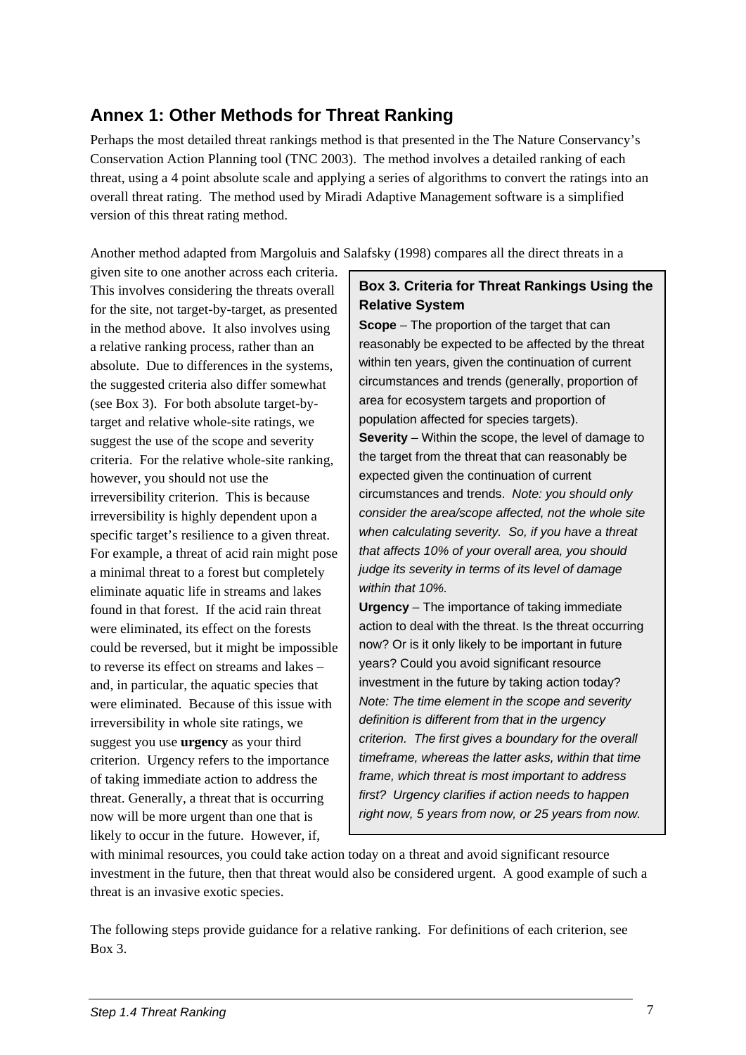## Annex 1: Other Methods for Threat Ranking

Perhaps the most detailed threat rankings method is that presented in the The Nature Conservancy's Conservation Action Planning tool (TNC 2003). The method involves a detailed ranking of each threat, using a 4 point absolute scale and applying a series of algorithms to convert the ratings into an overall threat rating. The method used by Miradi Adaptive Management software is a simplified version of this threat rating method.

Another method adapted from Margoluis and Salafsky (1998) compares all the direct threats in a given site to one another across each criteria. This involves considering the threats overall for the site, not target-by-target, as presented in the method above. It also involves using a relative ranking process, rather than an absolute. Due to differences in the systems, the suggested criteria also differ somewhat (see Box 3). For both absolute target-by-target and relative whole-site ratings, we suggest the use of the scope and severity criteria. For the relative whole-site ranking, however, you should not use the irreversibility criterion. This is because irreversibility is highly dependent upon a specific target's resilience to a given threat. For example, a threat of acid rain might pose a minimal threat to a forest but completely eliminate aquatic life in streams and lakes found in that forest. If the acid rain threat were eliminated, its effect on the forests could be reversed, but it might be impossible to reverse its effect on streams and lakes – and, in particular, the aquatic species that were eliminated. Because of this issue with irreversibility in whole site ratings, we suggest you use **urgency** as your third criterion. Urgency refers to the importance of taking immediate action to address the threat. Generally, a threat that is occurring now will be more urgent than one that is likely to occur in the future. However, if, with minimal resources, you could take action today on a threat and avoid significant resource investment in the future, then that threat would also be considered urgent. A good example of such a threat is an invasive exotic species.

> **Box 3. Criteria for Threat Rankings Using the Relative System**
>
> **Scope** – The proportion of the target that can reasonably be expected to be affected by the threat within ten years, given the continuation of current circumstances and trends (generally, proportion of area for ecosystem targets and proportion of population affected for species targets).
>
> **Severity** – Within the scope, the level of damage to the target from the threat that can reasonably be expected given the continuation of current circumstances and trends. *Note: you should only consider the area/scope affected, not the whole site when calculating severity. So, if you have a threat that affects 10% of your overall area, you should judge its severity in terms of its level of damage within that 10%.*
>
> **Urgency** – The importance of taking immediate action to deal with the threat. Is the threat occurring now? Or is it only likely to be important in future years? Could you avoid significant resource investment in the future by taking action today? *Note: The time element in the scope and severity definition is different from that in the urgency criterion. The first gives a boundary for the overall timeframe, whereas the latter asks, within that time frame, which threat is most important to address first? Urgency clarifies if action needs to happen right now, 5 years from now, or 25 years from now.*

The following steps provide guidance for a relative ranking. For definitions of each criterion, see Box 3.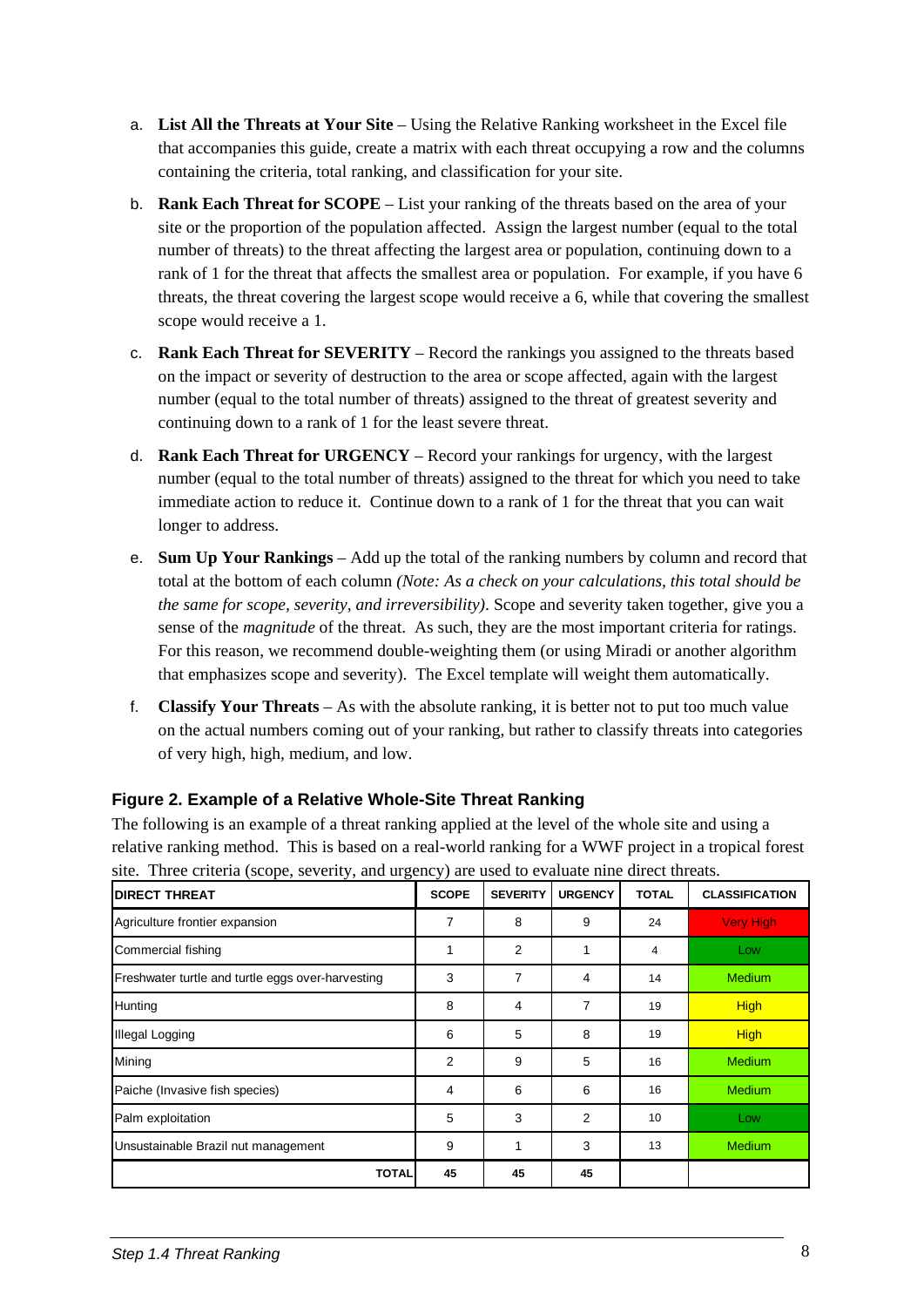a. **List All the Threats at Your Site** – Using the Relative Ranking worksheet in the Excel file that accompanies this guide, create a matrix with each threat occupying a row and the columns containing the criteria, total ranking, and classification for your site.

b. **Rank Each Threat for SCOPE** – List your ranking of the threats based on the area of your site or the proportion of the population affected. Assign the largest number (equal to the total number of threats) to the threat affecting the largest area or population, continuing down to a rank of 1 for the threat that affects the smallest area or population. For example, if you have 6 threats, the threat covering the largest scope would receive a 6, while that covering the smallest scope would receive a 1.

c. **Rank Each Threat for SEVERITY** – Record the rankings you assigned to the threats based on the impact or severity of destruction to the area or scope affected, again with the largest number (equal to the total number of threats) assigned to the threat of greatest severity and continuing down to a rank of 1 for the least severe threat.

d. **Rank Each Threat for URGENCY** – Record your rankings for urgency, with the largest number (equal to the total number of threats) assigned to the threat for which you need to take immediate action to reduce it. Continue down to a rank of 1 for the threat that you can wait longer to address.

e. **Sum Up Your Rankings** – Add up the total of the ranking numbers by column and record that total at the bottom of each column *(Note: As a check on your calculations, this total should be the same for scope, severity, and irreversibility)*. Scope and severity taken together, give you a sense of the *magnitude* of the threat. As such, they are the most important criteria for ratings. For this reason, we recommend double-weighting them (or using Miradi or another algorithm that emphasizes scope and severity). The Excel template will weight them automatically.

f. **Classify Your Threats** – As with the absolute ranking, it is better not to put too much value on the actual numbers coming out of your ranking, but rather to classify threats into categories of very high, high, medium, and low.

### Figure 2. Example of a Relative Whole-Site Threat Ranking

The following is an example of a threat ranking applied at the level of the whole site and using a relative ranking method. This is based on a real-world ranking for a WWF project in a tropical forest site. Three criteria (scope, severity, and urgency) are used to evaluate nine direct threats.

| DIRECT THREAT | SCOPE | SEVERITY | URGENCY | TOTAL | CLASSIFICATION |
|---|---|---|---|---|---|
| Agriculture frontier expansion | 7 | 8 | 9 | 24 | Very High |
| Commercial fishing | 1 | 2 | 1 | 4 | Low |
| Freshwater turtle and turtle eggs over-harvesting | 3 | 7 | 4 | 14 | Medium |
| Hunting | 8 | 4 | 7 | 19 | High |
| Illegal Logging | 6 | 5 | 8 | 19 | High |
| Mining | 2 | 9 | 5 | 16 | Medium |
| Paiche (Invasive fish species) | 4 | 6 | 6 | 16 | Medium |
| Palm exploitation | 5 | 3 | 2 | 10 | Low |
| Unsustainable Brazil nut management | 9 | 1 | 3 | 13 | Medium |
| **TOTAL** | **45** | **45** | **45** | | |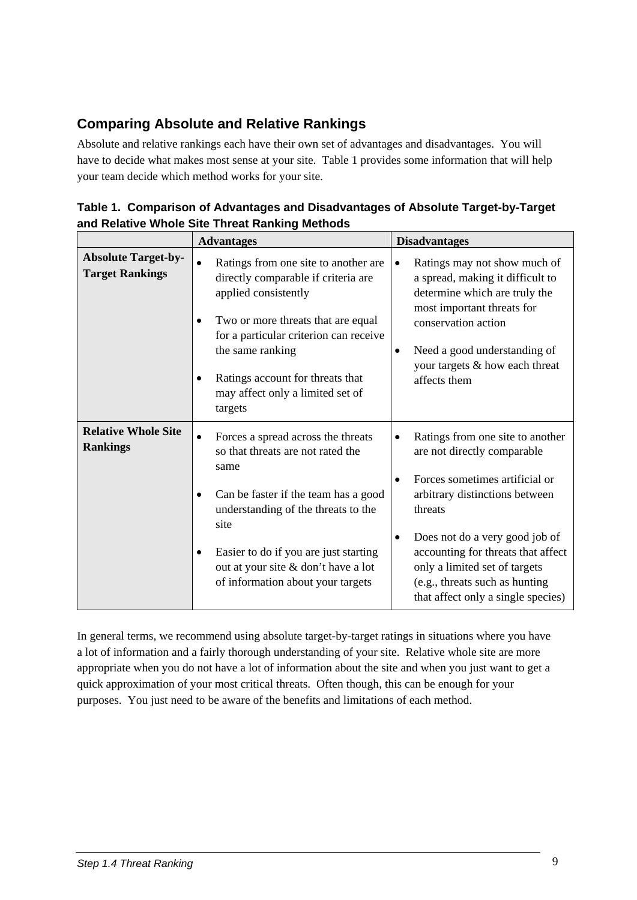## Comparing Absolute and Relative Rankings

Absolute and relative rankings each have their own set of advantages and disadvantages. You will have to decide what makes most sense at your site. Table 1 provides some information that will help your team decide which method works for your site.

**Table 1. Comparison of Advantages and Disadvantages of Absolute Target-by-Target and Relative Whole Site Threat Ranking Methods**

| | **Advantages** | **Disadvantages** |
|---|---|---|
| **Absolute Target-by-Target Rankings** | • Ratings from one site to another are directly comparable if criteria are applied consistently<br>• Two or more threats that are equal for a particular criterion can receive the same ranking<br>• Ratings account for threats that may affect only a limited set of targets | • Ratings may not show much of a spread, making it difficult to determine which are truly the most important threats for conservation action<br>• Need a good understanding of your targets & how each threat affects them |
| **Relative Whole Site Rankings** | • Forces a spread across the threats so that threats are not rated the same<br>• Can be faster if the team has a good understanding of the threats to the site<br>• Easier to do if you are just starting out at your site & don't have a lot of information about your targets | • Ratings from one site to another are not directly comparable<br>• Forces sometimes artificial or arbitrary distinctions between threats<br>• Does not do a very good job of accounting for threats that affect only a limited set of targets (e.g., threats such as hunting that affect only a single species) |

In general terms, we recommend using absolute target-by-target ratings in situations where you have a lot of information and a fairly thorough understanding of your site. Relative whole site are more appropriate when you do not have a lot of information about the site and when you just want to get a quick approximation of your most critical threats. Often though, this can be enough for your purposes. You just need to be aware of the benefits and limitations of each method.